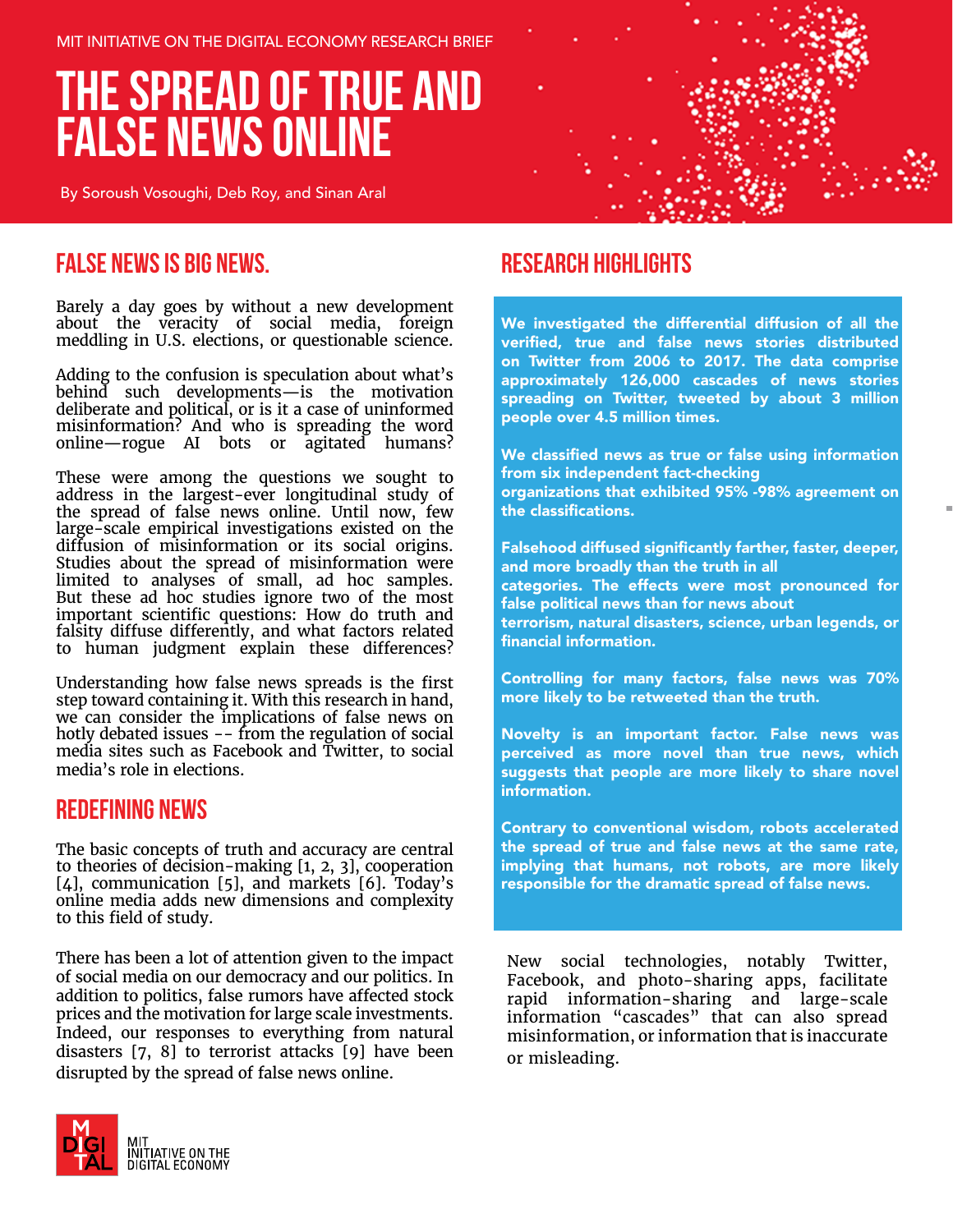MIT INITIATIVE ON THE DIGITAL ECONOMY RESEARCH BRIEF

# THE SPREAD OF TRUE AND FALSE NEWS ONLINE

By Soroush Vosoughi, Deb Roy, and Sinan Aral

## FALSE NEWS IS BIG NEWS.

Barely a day goes by without a new development about the veracity of social media, foreign meddling in U.S. elections, or questionable science.

Adding to the confusion is speculation about what's behind such developments—is the motivation deliberate and political, or is it a case of uninformed misinformation? And who is spreading the word online—rogue AI bots or agitated humans?

These were among the questions we sought to address in the largest-ever longitudinal study of the spread of false news online. Until now, few large-scale empirical investigations existed on the diffusion of misinformation or its social origins. Studies about the spread of misinformation were limited to analyses of small, ad hoc samples. But these ad hoc studies ignore two of the most important scientific questions: How do truth and falsity diffuse differently, and what factors related to human judgment explain these differences?

Understanding how false news spreads is the first step toward containing it. With this research in hand, we can consider the implications of false news on hotly debated issues -- from the regulation of social media sites such as Facebook and Twitter, to social media's role in elections.

## REDEFINING NEWS

The basic concepts of truth and accuracy are central to theories of decision-making [1, 2, 3], cooperation [4], communication [5], and markets [6]. Today's online media adds new dimensions and complexity to this field of study.

There has been a lot of attention given to the impact of social media on our democracy and our politics. In addition to politics, false rumors have affected stock prices and the motivation for large scale investments. Indeed, our responses to everything from natural disasters [7, 8] to terrorist attacks [9] have been disrupted by the spread of false news online.

## RESEARCH HIGHLIGHTS

**We investigated the differential diffusion of all the verified, true and false news stories distributed on Twitter from 2006 to 2017. The data comprise approximately 126,000 cascades of news stories spreading on Twitter, tweeted by about 3 million people over 4.5 million times.**

**We classified news as true or false using information from six independent fact-checking organizations that exhibited 95% -98% agreement on the classifications.**

**Falsehood diffused significantly farther, faster, deeper, and more broadly than the truth in all categories. The effects were most pronounced for false political news than for news about terrorism, natural disasters, science, urban legends, or financial information.**

**Controlling for many factors, false news was 70% more likely to be retweeted than the truth.**

**Novelty is an important factor. False news was perceived as more novel than true news, which suggests that people are more likely to share novel information.**

**Contrary to conventional wisdom, robots accelerated the spread of true and false news at the same rate, implying that humans, not robots, are more likely responsible for the dramatic spread of false news.**

New social technologies, notably Twitter, Facebook, and photo-sharing apps, facilitate rapid information-sharing and large-scale information "cascades" that can also spread misinformation, or information that is inaccurate or misleading.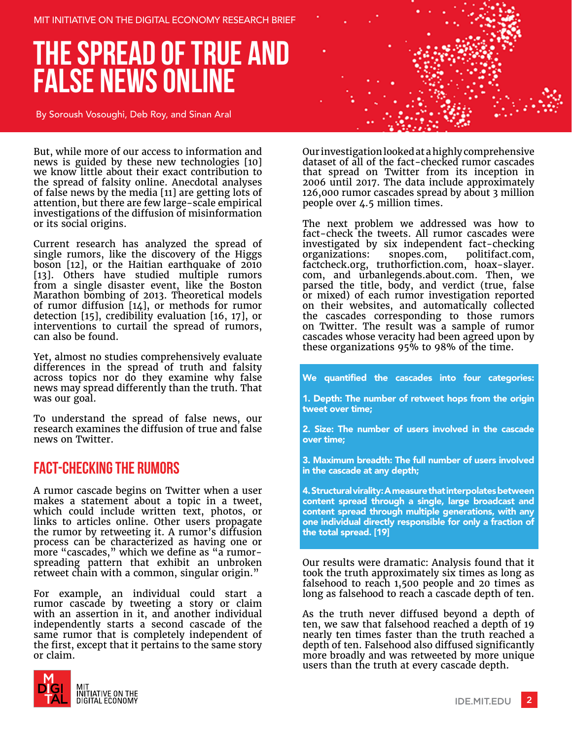But, while more of our access to information and news is guided by these new technologies [10] we know little about their exact contribution to the spread of falsity online. Anecdotal analyses of false news by the media [11] are getting lots of attention, but there are few large-scale empirical investigations of the diffusion of misinformation or its social origins.

Current research has analyzed the spread of single rumors, like the discovery of the Higgs boson [12], or the Haitian earthquake of 2010 [13]. Others have studied multiple rumors from a single disaster event, like the Boston Marathon bombing of 2013. Theoretical models of rumor diffusion [14], or methods for rumor detection [15], credibility evaluation [16, 17], or interventions to curtail the spread of rumors, can also be found.

Yet, almost no studies comprehensively evaluate differences in the spread of truth and falsity across topics nor do they examine why false news may spread differently than the truth. That was our goal.

To understand the spread of false news, our research examines the diffusion of true and false news on Twitter.

## FACT-CHECKING THE RUMORS

A rumor cascade begins on Twitter when a user makes a statement about a topic in a tweet, which could include written text, photos, or links to articles online. Other users propagate the rumor by retweeting it. A rumor's diffusion process can be characterized as having one or more "cascades," which we define as "a rumor-spreading pattern that exhibit an unbroken retweet chain with a common, singular origin."

For example, an individual could start a rumor cascade by tweeting a story or claim with an assertion in it, and another individual independently starts a second cascade of the same rumor that is completely independent of the first, except that it pertains to the same story or claim.

Our investigation looked at a highly comprehensive dataset of all of the fact-checked rumor cascades that spread on Twitter from its inception in 2006 until 2017. The data include approximately 126,000 rumor cascades spread by about 3 million people over 4.5 million times.

The next problem we addressed was how to fact-check the tweets. All rumor cascades were investigated by six independent fact-checking organizations: snopes.com, politifact.com, factcheck.org, truthorfiction.com, hoax-slayer.com, and urbanlegends.about.com. Then, we parsed the title, body, and verdict (true, false or mixed) of each rumor investigation reported on their websites, and automatically collected the cascades corresponding to those rumors on Twitter. The result was a sample of rumor cascades whose veracity had been agreed upon by these organizations 95% to 98% of the time.

**We quantified the cascades into four categories:**

**1. Depth: The number of retweet hops from the origin tweet over time;**

**2. Size: The number of users involved in the cascade over time;**

**3. Maximum breadth: The full number of users involved in the cascade at any depth;**

**4. Structural virality: A measure that interpolates between content spread through a single, large broadcast and content spread through multiple generations, with any one individual directly responsible for only a fraction of the total spread. [19]**

Our results were dramatic: Analysis found that it took the truth approximately six times as long as falsehood to reach 1,500 people and 20 times as long as falsehood to reach a cascade depth of ten.

As the truth never diffused beyond a depth of ten, we saw that falsehood reached a depth of 19 nearly ten times faster than the truth reached a depth of ten. Falsehood also diffused significantly more broadly and was retweeted by more unique users than the truth at every cascade depth.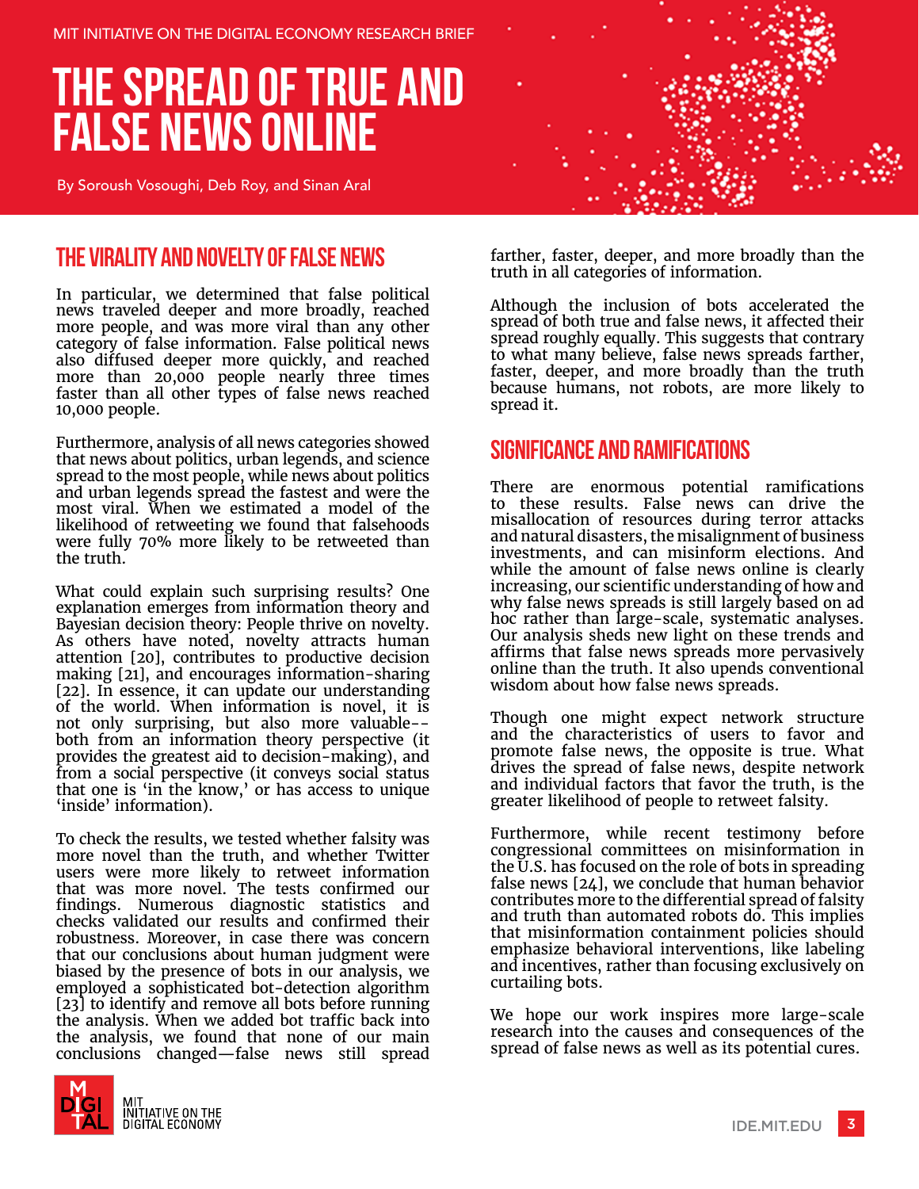MIT INITIATIVE ON THE DIGITAL ECONOMY RESEARCH BRIEF

# THE SPREAD OF TRUE AND FALSE NEWS ONLINE

By Soroush Vosoughi, Deb Roy, and Sinan Aral

## THE VIRALITY AND NOVELTY OF FALSE NEWS

In particular, we determined that false political news traveled deeper and more broadly, reached more people, and was more viral than any other category of false information. False political news also diffused deeper more quickly, and reached more than 20,000 people nearly three times faster than all other types of false news reached 10,000 people.

Furthermore, analysis of all news categories showed that news about politics, urban legends, and science spread to the most people, while news about politics and urban legends spread the fastest and were the most viral. When we estimated a model of the likelihood of retweeting we found that falsehoods were fully 70% more likely to be retweeted than the truth.

What could explain such surprising results? One explanation emerges from information theory and Bayesian decision theory: People thrive on novelty. As others have noted, novelty attracts human attention [20], contributes to productive decision making [21], and encourages information-sharing [22]. In essence, it can update our understanding of the world. When information is novel, it is not only surprising, but also more valuable--both from an information theory perspective (it provides the greatest aid to decision-making), and from a social perspective (it conveys social status that one is 'in the know,' or has access to unique 'inside' information).

To check the results, we tested whether falsity was more novel than the truth, and whether Twitter users were more likely to retweet information that was more novel. The tests confirmed our findings. Numerous diagnostic statistics and checks validated our results and confirmed their robustness. Moreover, in case there was concern that our conclusions about human judgment were biased by the presence of bots in our analysis, we employed a sophisticated bot-detection algorithm [23] to identify and remove all bots before running the analysis. When we added bot traffic back into the analysis, we found that none of our main conclusions changed—false news still spread farther, faster, deeper, and more broadly than the truth in all categories of information.

Although the inclusion of bots accelerated the spread of both true and false news, it affected their spread roughly equally. This suggests that contrary to what many believe, false news spreads farther, faster, deeper, and more broadly than the truth because humans, not robots, are more likely to spread it.

## SIGNIFICANCE AND RAMIFICATIONS

There are enormous potential ramifications to these results. False news can drive the misallocation of resources during terror attacks and natural disasters, the misalignment of business investments, and can misinform elections. And while the amount of false news online is clearly increasing, our scientific understanding of how and why false news spreads is still largely based on ad hoc rather than large-scale, systematic analyses. Our analysis sheds new light on these trends and affirms that false news spreads more pervasively online than the truth. It also upends conventional wisdom about how false news spreads.

Though one might expect network structure and the characteristics of users to favor and promote false news, the opposite is true. What drives the spread of false news, despite network and individual factors that favor the truth, is the greater likelihood of people to retweet falsity.

Furthermore, while recent testimony before congressional committees on misinformation in the U.S. has focused on the role of bots in spreading false news [24], we conclude that human behavior contributes more to the differential spread of falsity and truth than automated robots do. This implies that misinformation containment policies should emphasize behavioral interventions, like labeling and incentives, rather than focusing exclusively on curtailing bots.

We hope our work inspires more large-scale research into the causes and consequences of the spread of false news as well as its potential cures.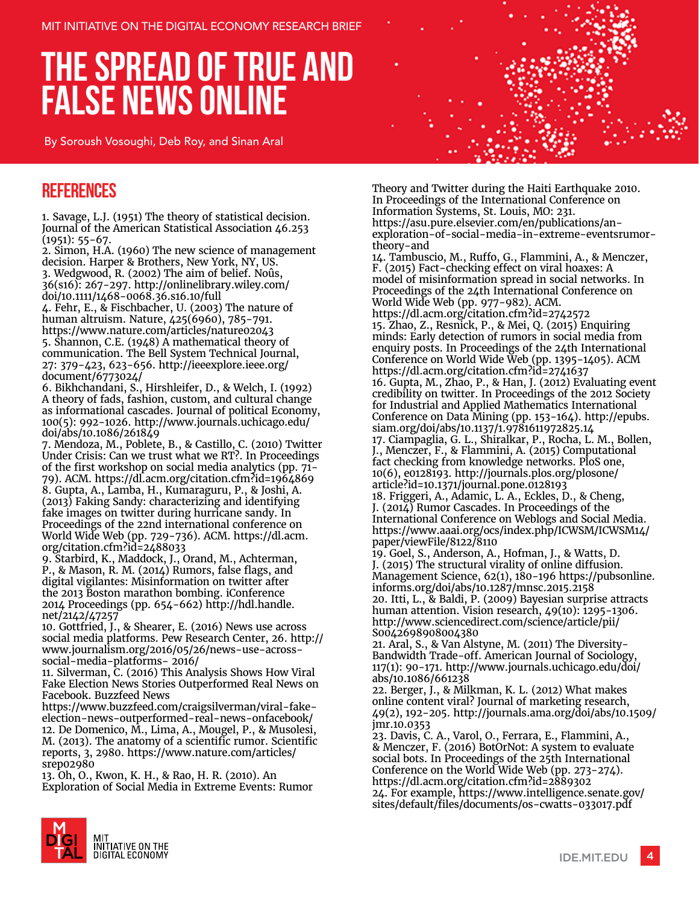## REFERENCES

1. Savage, L.J. (1951) The theory of statistical decision. Journal of the American Statistical Association 46.253 (1951): 55-67.
2. Simon, H.A. (1960) The new science of management decision. Harper & Brothers, New York, NY, US.
3. Wedgwood, R. (2002) The aim of belief. Noûs, 36(s16): 267-297. http://onlinelibrary.wiley.com/doi/10.1111/1468-0068.36.s16.10/full
4. Fehr, E., & Fischbacher, U. (2003) The nature of human altruism. Nature, 425(6960), 785-791. https://www.nature.com/articles/nature02043
5. Shannon, C.E. (1948) A mathematical theory of communication. The Bell System Technical Journal, 27: 379-423, 623-656. http://ieeexplore.ieee.org/document/6773024/
6. Bikhchandani, S., Hirshleifer, D., & Welch, I. (1992) A theory of fads, fashion, custom, and cultural change as informational cascades. Journal of political Economy, 100(5): 992-1026. http://www.journals.uchicago.edu/doi/abs/10.1086/261849
7. Mendoza, M., Poblete, B., & Castillo, C. (2010) Twitter Under Crisis: Can we trust what we RT?. In Proceedings of the first workshop on social media analytics (pp. 71-79). ACM. https://dl.acm.org/citation.cfm?id=1964869
8. Gupta, A., Lamba, H., Kumaraguru, P., & Joshi, A. (2013) Faking Sandy: characterizing and identifying fake images on twitter during hurricane sandy. In Proceedings of the 22nd international conference on World Wide Web (pp. 729-736). ACM. https://dl.acm.org/citation.cfm?id=2488033
9. Starbird, K., Maddock, J., Orand, M., Achterman, P., & Mason, R. M. (2014) Rumors, false flags, and digital vigilantes: Misinformation on twitter after the 2013 Boston marathon bombing. iConference 2014 Proceedings (pp. 654-662) http://hdl.handle.net/2142/47257
10. Gottfried, J., & Shearer, E. (2016) News use across social media platforms. Pew Research Center, 26. http://www.journalism.org/2016/05/26/news-use-across-social-media-platforms- 2016/
11. Silverman, C. (2016) This Analysis Shows How Viral Fake Election News Stories Outperformed Real News on Facebook. Buzzfeed News https://www.buzzfeed.com/craigsilverman/viral-fake-election-news-outperformed-real-news-onfacebook/
12. De Domenico, M., Lima, A., Mougel, P., & Musolesi, M. (2013). The anatomy of a scientific rumor. Scientific reports, 3, 2980. https://www.nature.com/articles/srep02980
13. Oh, O., Kwon, K. H., & Rao, H. R. (2010). An Exploration of Social Media in Extreme Events: Rumor Theory and Twitter during the Haiti Earthquake 2010. In Proceedings of the International Conference on Information Systems, St. Louis, MO: 231. https://asu.pure.elsevier.com/en/publications/an-exploration-of-social-media-in-extreme-eventsrumor-theory-and
14. Tambuscio, M., Ruffo, G., Flammini, A., & Menczer, F. (2015) Fact-checking effect on viral hoaxes: A model of misinformation spread in social networks. In Proceedings of the 24th International Conference on World Wide Web (pp. 977-982). ACM. https://dl.acm.org/citation.cfm?id=2742572
15. Zhao, Z., Resnick, P., & Mei, Q. (2015) Enquiring minds: Early detection of rumors in social media from enquiry posts. In Proceedings of the 24th International Conference on World Wide Web (pp. 1395-1405). ACM https://dl.acm.org/citation.cfm?id=2741637
16. Gupta, M., Zhao, P., & Han, J. (2012) Evaluating event credibility on twitter. In Proceedings of the 2012 Society for Industrial and Applied Mathematics International Conference on Data Mining (pp. 153-164). http://epubs.siam.org/doi/abs/10.1137/1.9781611972825.14
17. Ciampaglia, G. L., Shiralkar, P., Rocha, L. M., Bollen, J., Menczer, F., & Flammini, A. (2015) Computational fact checking from knowledge networks. PloS one, 10(6), e0128193. http://journals.plos.org/plosone/article?id=10.1371/journal.pone.0128193
18. Friggeri, A., Adamic, L. A., Eckles, D., & Cheng, J. (2014) Rumor Cascades. In Proceedings of the International Conference on Weblogs and Social Media. https://www.aaai.org/ocs/index.php/ICWSM/ICWSM14/paper/viewFile/8122/8110
19. Goel, S., Anderson, A., Hofman, J., & Watts, D. J. (2015) The structural virality of online diffusion. Management Science, 62(1), 180-196 https://pubsonline.informs.org/doi/abs/10.1287/mnsc.2015.2158
20. Itti, L., & Baldi, P. (2009) Bayesian surprise attracts human attention. Vision research, 49(10): 1295-1306. http://www.sciencedirect.com/science/article/pii/S0042698908004380
21. Aral, S., & Van Alstyne, M. (2011) The Diversity-Bandwidth Trade-off. American Journal of Sociology, 117(1): 90-171. http://www.journals.uchicago.edu/doi/abs/10.1086/661238
22. Berger, J., & Milkman, K. L. (2012) What makes online content viral? Journal of marketing research, 49(2), 192-205. http://journals.ama.org/doi/abs/10.1509/jmr.10.0353
23. Davis, C. A., Varol, O., Ferrara, E., Flammini, A., & Menczer, F. (2016) BotOrNot: A system to evaluate social bots. In Proceedings of the 25th International Conference on the World Wide Web (pp. 273-274). https://dl.acm.org/citation.cfm?id=2889302
24. For example, https://www.intelligence.senate.gov/sites/default/files/documents/os-cwatts-033017.pdf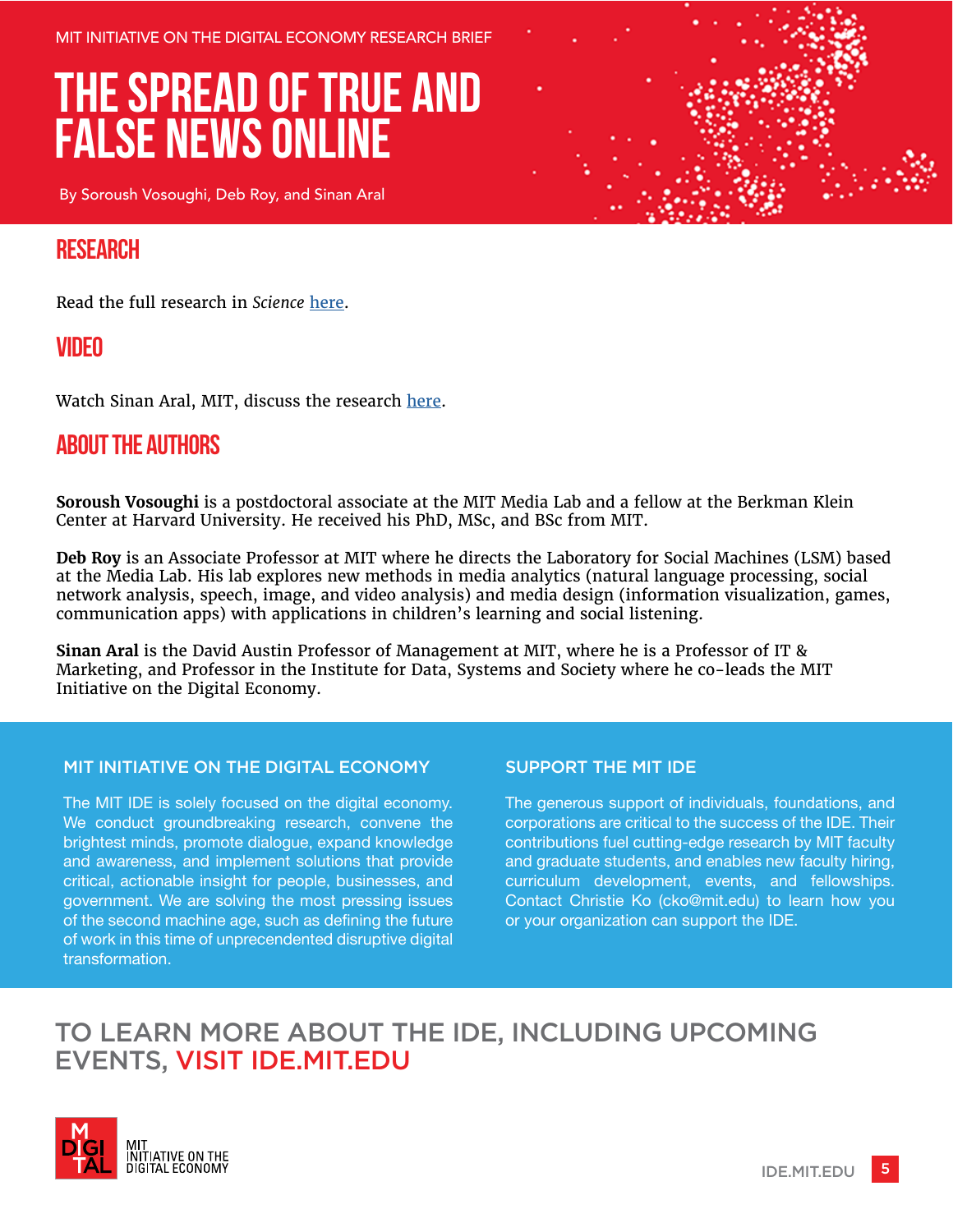MIT INITIATIVE ON THE DIGITAL ECONOMY RESEARCH BRIEF

# THE SPREAD OF TRUE AND FALSE NEWS ONLINE

By Soroush Vosoughi, Deb Roy, and Sinan Aral

## RESEARCH

Read the full research in *Science* here.

## VIDEO

Watch Sinan Aral, MIT, discuss the research here.

## ABOUT THE AUTHORS

**Soroush Vosoughi** is a postdoctoral associate at the MIT Media Lab and a fellow at the Berkman Klein Center at Harvard University. He received his PhD, MSc, and BSc from MIT.

**Deb Roy** is an Associate Professor at MIT where he directs the Laboratory for Social Machines (LSM) based at the Media Lab. His lab explores new methods in media analytics (natural language processing, social network analysis, speech, image, and video analysis) and media design (information visualization, games, communication apps) with applications in children's learning and social listening.

**Sinan Aral** is the David Austin Professor of Management at MIT, where he is a Professor of IT & Marketing, and Professor in the Institute for Data, Systems and Society where he co-leads the MIT Initiative on the Digital Economy.

### MIT INITIATIVE ON THE DIGITAL ECONOMY

The MIT IDE is solely focused on the digital economy. We conduct groundbreaking research, convene the brightest minds, promote dialogue, expand knowledge and awareness, and implement solutions that provide critical, actionable insight for people, businesses, and government. We are solving the most pressing issues of the second machine age, such as defining the future of work in this time of unprecendented disruptive digital transformation.

### SUPPORT THE MIT IDE

The generous support of individuals, foundations, and corporations are critical to the success of the IDE. Their contributions fuel cutting-edge research by MIT faculty and graduate students, and enables new faculty hiring, curriculum development, events, and fellowships. Contact Christie Ko (cko@mit.edu) to learn how you or your organization can support the IDE.

## TO LEARN MORE ABOUT THE IDE, INCLUDING UPCOMING EVENTS, VISIT IDE.MIT.EDU

MIT INITIATIVE ON THE DIGITAL ECONOMY